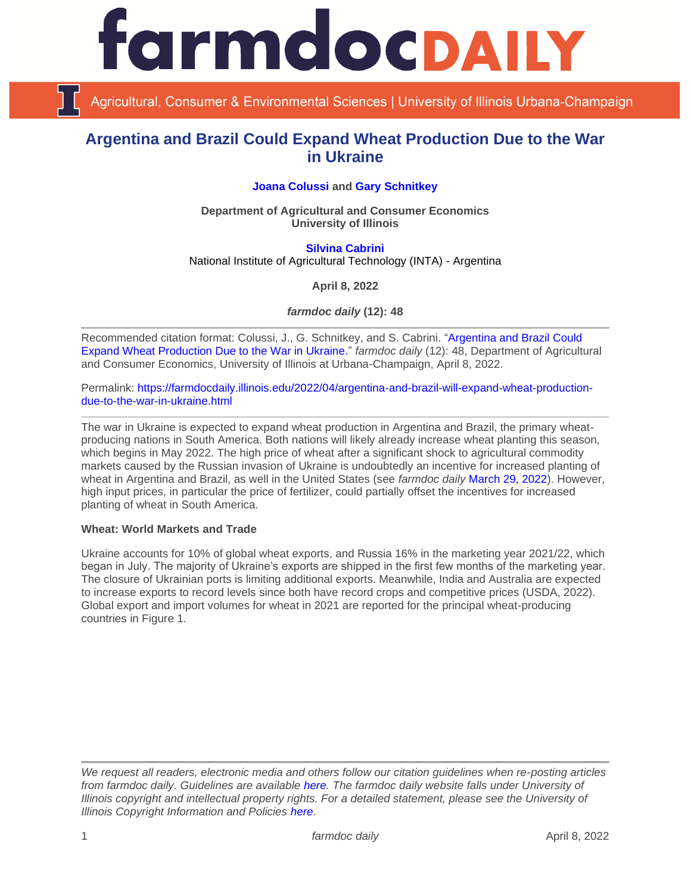# farmdoc DAILY

Agricultural, Consumer & Environmental Sciences | University of Illinois Urbana-Champaign

## Argentina and Brazil Could Expand Wheat Production Due to the War in Ukraine

**Joana Colussi** and **Gary Schnitkey**

**Department of Agricultural and Consumer Economics**
**University of Illinois**

**Silvina Cabrini**
National Institute of Agricultural Technology (INTA) - Argentina

**April 8, 2022**

***farmdoc daily* (12): 48**

---

Recommended citation format: Colussi, J., G. Schnitkey, and S. Cabrini. "Argentina and Brazil Could Expand Wheat Production Due to the War in Ukraine." *farmdoc daily* (12): 48, Department of Agricultural and Consumer Economics, University of Illinois at Urbana-Champaign, April 8, 2022.

Permalink: https://farmdocdaily.illinois.edu/2022/04/argentina-and-brazil-will-expand-wheat-production-due-to-the-war-in-ukraine.html

---

The war in Ukraine is expected to expand wheat production in Argentina and Brazil, the primary wheat-producing nations in South America. Both nations will likely already increase wheat planting this season, which begins in May 2022. The high price of wheat after a significant shock to agricultural commodity markets caused by the Russian invasion of Ukraine is undoubtedly an incentive for increased planting of wheat in Argentina and Brazil, as well in the United States (see *farmdoc daily* March 29, 2022). However, high input prices, in particular the price of fertilizer, could partially offset the incentives for increased planting of wheat in South America.

**Wheat: World Markets and Trade**

Ukraine accounts for 10% of global wheat exports, and Russia 16% in the marketing year 2021/22, which began in July. The majority of Ukraine's exports are shipped in the first few months of the marketing year. The closure of Ukrainian ports is limiting additional exports. Meanwhile, India and Australia are expected to increase exports to record levels since both have record crops and competitive prices (USDA, 2022). Global export and import volumes for wheat in 2021 are reported for the principal wheat-producing countries in Figure 1.

---

*We request all readers, electronic media and others follow our citation guidelines when re-posting articles from farmdoc daily. Guidelines are available here. The farmdoc daily website falls under University of Illinois copyright and intellectual property rights. For a detailed statement, please see the University of Illinois Copyright Information and Policies here.*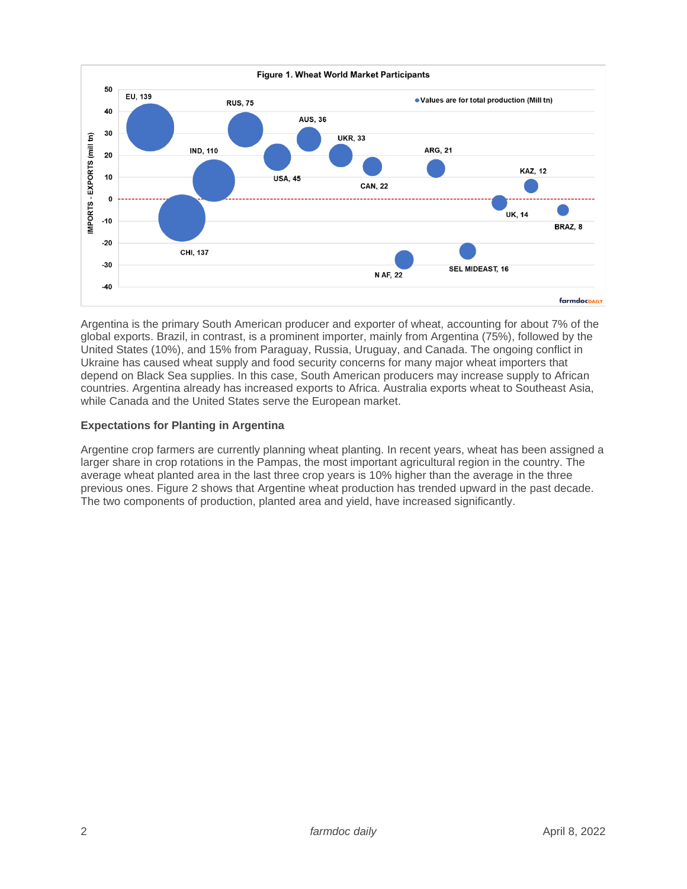**Figure 1. Wheat World Market Participants**

Argentina is the primary South American producer and exporter of wheat, accounting for about 7% of the global exports. Brazil, in contrast, is a prominent importer, mainly from Argentina (75%), followed by the United States (10%), and 15% from Paraguay, Russia, Uruguay, and Canada. The ongoing conflict in Ukraine has caused wheat supply and food security concerns for many major wheat importers that depend on Black Sea supplies. In this case, South American producers may increase supply to African countries. Argentina already has increased exports to Africa. Australia exports wheat to Southeast Asia, while Canada and the United States serve the European market.

### Expectations for Planting in Argentina

Argentine crop farmers are currently planning wheat planting. In recent years, wheat has been assigned a larger share in crop rotations in the Pampas, the most important agricultural region in the country. The average wheat planted area in the last three crop years is 10% higher than the average in the three previous ones. Figure 2 shows that Argentine wheat production has trended upward in the past decade. The two components of production, planted area and yield, have increased significantly.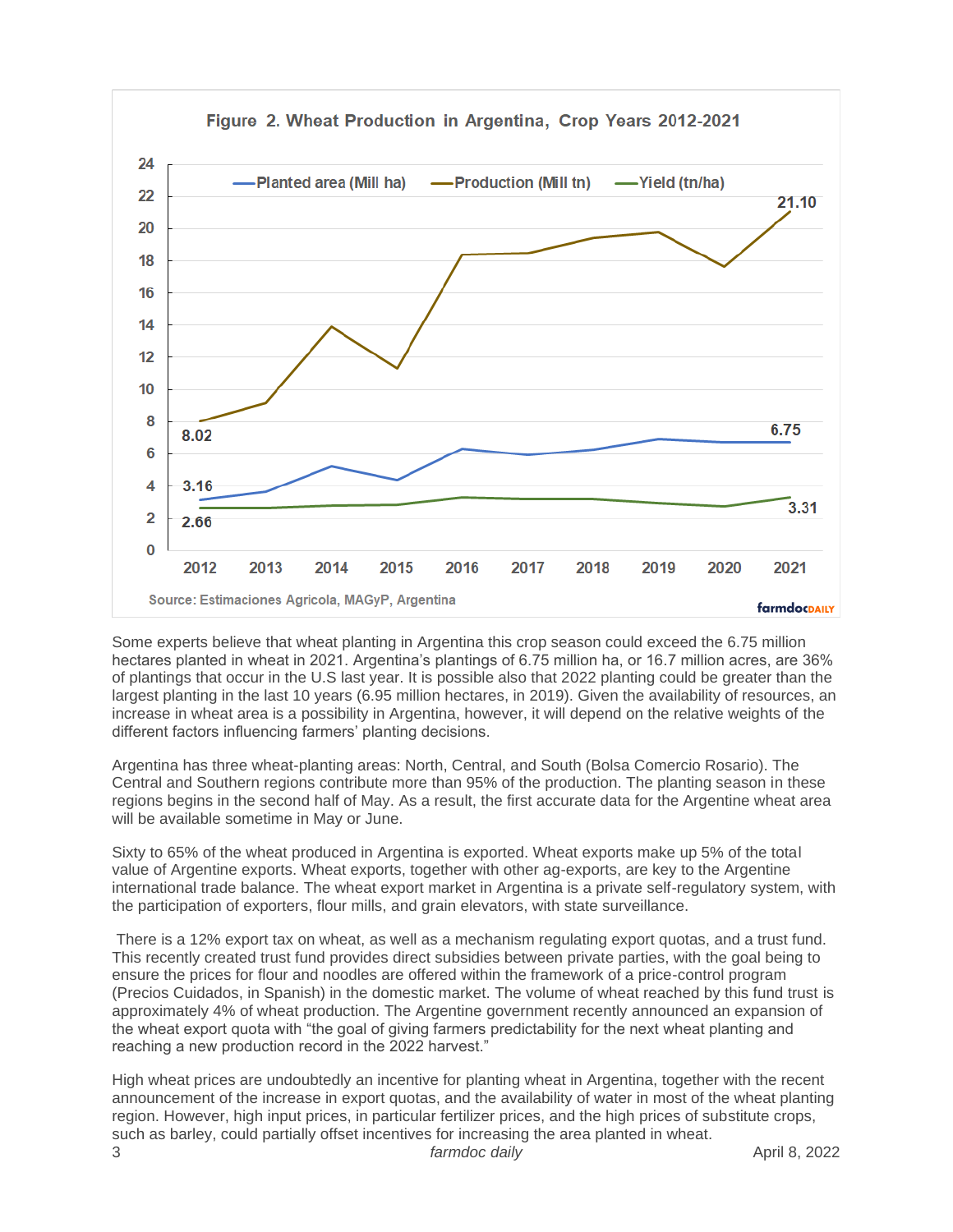**Figure 2. Wheat Production in Argentina, Crop Years 2012-2021**

Source: Estimaciones Agricola, MAGyP, Argentina

Some experts believe that wheat planting in Argentina this crop season could exceed the 6.75 million hectares planted in wheat in 2021. Argentina's plantings of 6.75 million ha, or 16.7 million acres, are 36% of plantings that occur in the U.S last year. It is possible also that 2022 planting could be greater than the largest planting in the last 10 years (6.95 million hectares, in 2019). Given the availability of resources, an increase in wheat area is a possibility in Argentina, however, it will depend on the relative weights of the different factors influencing farmers' planting decisions.

Argentina has three wheat-planting areas: North, Central, and South (Bolsa Comercio Rosario). The Central and Southern regions contribute more than 95% of the production. The planting season in these regions begins in the second half of May. As a result, the first accurate data for the Argentine wheat area will be available sometime in May or June.

Sixty to 65% of the wheat produced in Argentina is exported. Wheat exports make up 5% of the total value of Argentine exports. Wheat exports, together with other ag-exports, are key to the Argentine international trade balance. The wheat export market in Argentina is a private self-regulatory system, with the participation of exporters, flour mills, and grain elevators, with state surveillance.

There is a 12% export tax on wheat, as well as a mechanism regulating export quotas, and a trust fund. This recently created trust fund provides direct subsidies between private parties, with the goal being to ensure the prices for flour and noodles are offered within the framework of a price-control program (Precios Cuidados, in Spanish) in the domestic market. The volume of wheat reached by this fund trust is approximately 4% of wheat production. The Argentine government recently announced an expansion of the wheat export quota with "the goal of giving farmers predictability for the next wheat planting and reaching a new production record in the 2022 harvest."

High wheat prices are undoubtedly an incentive for planting wheat in Argentina, together with the recent announcement of the increase in export quotas, and the availability of water in most of the wheat planting region. However, high input prices, in particular fertilizer prices, and the high prices of substitute crops, such as barley, could partially offset incentives for increasing the area planted in wheat.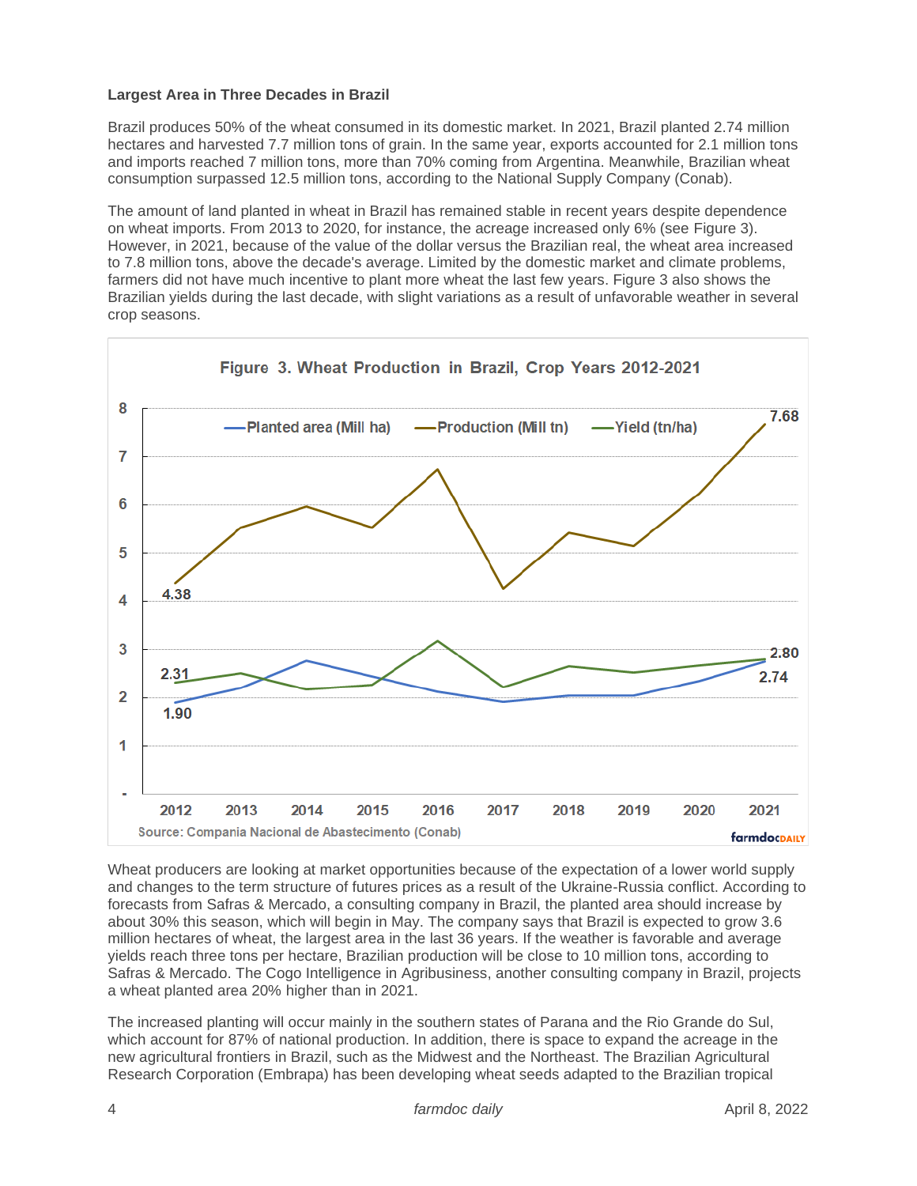**Largest Area in Three Decades in Brazil**

Brazil produces 50% of the wheat consumed in its domestic market. In 2021, Brazil planted 2.74 million hectares and harvested 7.7 million tons of grain. In the same year, exports accounted for 2.1 million tons and imports reached 7 million tons, more than 70% coming from Argentina. Meanwhile, Brazilian wheat consumption surpassed 12.5 million tons, according to the National Supply Company (Conab).

The amount of land planted in wheat in Brazil has remained stable in recent years despite dependence on wheat imports. From 2013 to 2020, for instance, the acreage increased only 6% (see Figure 3). However, in 2021, because of the value of the dollar versus the Brazilian real, the wheat area increased to 7.8 million tons, above the decade's average. Limited by the domestic market and climate problems, farmers did not have much incentive to plant more wheat the last few years. Figure 3 also shows the Brazilian yields during the last decade, with slight variations as a result of unfavorable weather in several crop seasons.

Figure 3. Wheat Production in Brazil, Crop Years 2012-2021

Source: Compania Nacional de Abastecimento (Conab)

Wheat producers are looking at market opportunities because of the expectation of a lower world supply and changes to the term structure of futures prices as a result of the Ukraine-Russia conflict. According to forecasts from Safras & Mercado, a consulting company in Brazil, the planted area should increase by about 30% this season, which will begin in May. The company says that Brazil is expected to grow 3.6 million hectares of wheat, the largest area in the last 36 years. If the weather is favorable and average yields reach three tons per hectare, Brazilian production will be close to 10 million tons, according to Safras & Mercado. The Cogo Intelligence in Agribusiness, another consulting company in Brazil, projects a wheat planted area 20% higher than in 2021.

The increased planting will occur mainly in the southern states of Parana and the Rio Grande do Sul, which account for 87% of national production. In addition, there is space to expand the acreage in the new agricultural frontiers in Brazil, such as the Midwest and the Northeast. The Brazilian Agricultural Research Corporation (Embrapa) has been developing wheat seeds adapted to the Brazilian tropical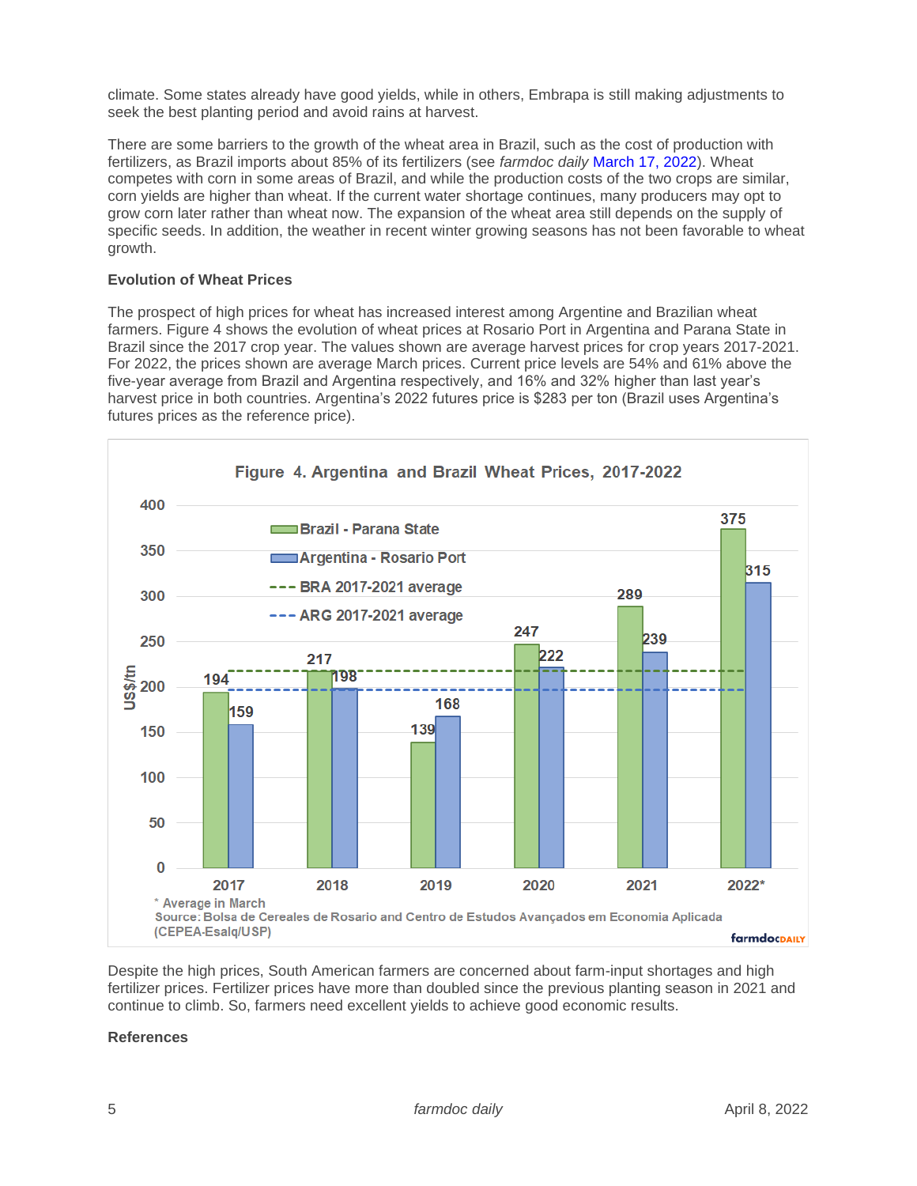climate. Some states already have good yields, while in others, Embrapa is still making adjustments to seek the best planting period and avoid rains at harvest.

There are some barriers to the growth of the wheat area in Brazil, such as the cost of production with fertilizers, as Brazil imports about 85% of its fertilizers (see *farmdoc daily* March 17, 2022). Wheat competes with corn in some areas of Brazil, and while the production costs of the two crops are similar, corn yields are higher than wheat. If the current water shortage continues, many producers may opt to grow corn later rather than wheat now. The expansion of the wheat area still depends on the supply of specific seeds. In addition, the weather in recent winter growing seasons has not been favorable to wheat growth.

**Evolution of Wheat Prices**

The prospect of high prices for wheat has increased interest among Argentine and Brazilian wheat farmers. Figure 4 shows the evolution of wheat prices at Rosario Port in Argentina and Parana State in Brazil since the 2017 crop year. The values shown are average harvest prices for crop years 2017-2021. For 2022, the prices shown are average March prices. Current price levels are 54% and 61% above the five-year average from Brazil and Argentina respectively, and 16% and 32% higher than last year's harvest price in both countries. Argentina's 2022 futures price is $283 per ton (Brazil uses Argentina's futures prices as the reference price).

**Figure 4. Argentina and Brazil Wheat Prices, 2017-2022**

| Year | Brazil - Parana State (US$/tn) | Argentina - Rosario Port (US$/tn) |
|---|---|---|
| 2017 | 194 | 159 |
| 2018 | 217 | 198 |
| 2019 | 139 | 168 |
| 2020 | 247 | 222 |
| 2021 | 289 | 239 |
| 2022* | 375 | 315 |

Legend also shows: BRA 2017-2021 average; ARG 2017-2021 average.

\* Average in March
Source: Bolsa de Cereales de Rosario and Centro de Estudos Avançados em Economia Aplicada (CEPEA-Esalq/USP)

Despite the high prices, South American farmers are concerned about farm-input shortages and high fertilizer prices. Fertilizer prices have more than doubled since the previous planting season in 2021 and continue to climb. So, farmers need excellent yields to achieve good economic results.

**References**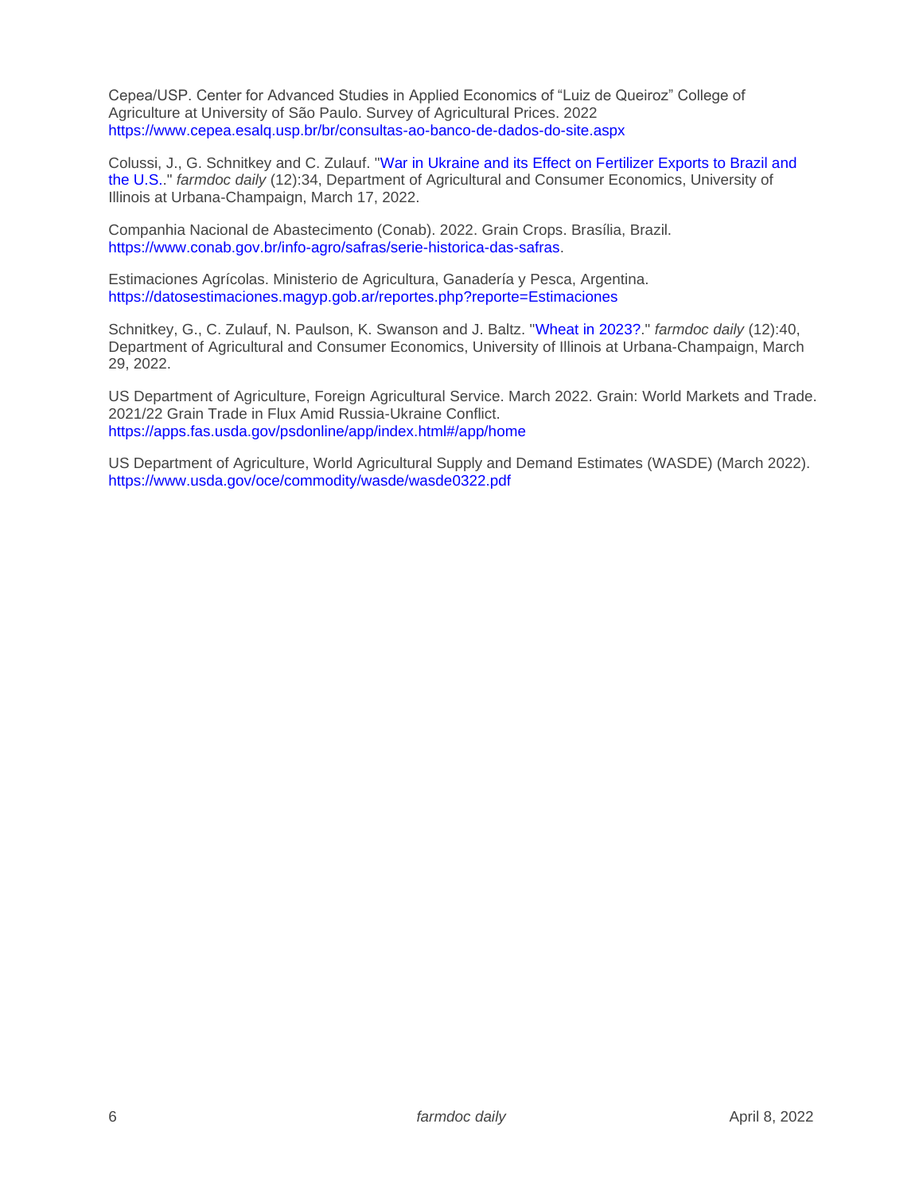Cepea/USP. Center for Advanced Studies in Applied Economics of "Luiz de Queiroz" College of Agriculture at University of São Paulo. Survey of Agricultural Prices. 2022 https://www.cepea.esalq.usp.br/br/consultas-ao-banco-de-dados-do-site.aspx

Colussi, J., G. Schnitkey and C. Zulauf. "War in Ukraine and its Effect on Fertilizer Exports to Brazil and the U.S.." *farmdoc daily* (12):34, Department of Agricultural and Consumer Economics, University of Illinois at Urbana-Champaign, March 17, 2022.

Companhia Nacional de Abastecimento (Conab). 2022. Grain Crops. Brasília, Brazil. https://www.conab.gov.br/info-agro/safras/serie-historica-das-safras.

Estimaciones Agrícolas. Ministerio de Agricultura, Ganadería y Pesca, Argentina. https://datosestimaciones.magyp.gob.ar/reportes.php?reporte=Estimaciones

Schnitkey, G., C. Zulauf, N. Paulson, K. Swanson and J. Baltz. "Wheat in 2023?." *farmdoc daily* (12):40, Department of Agricultural and Consumer Economics, University of Illinois at Urbana-Champaign, March 29, 2022.

US Department of Agriculture, Foreign Agricultural Service. March 2022. Grain: World Markets and Trade. 2021/22 Grain Trade in Flux Amid Russia-Ukraine Conflict. https://apps.fas.usda.gov/psdonline/app/index.html#/app/home

US Department of Agriculture, World Agricultural Supply and Demand Estimates (WASDE) (March 2022). https://www.usda.gov/oce/commodity/wasde/wasde0322.pdf